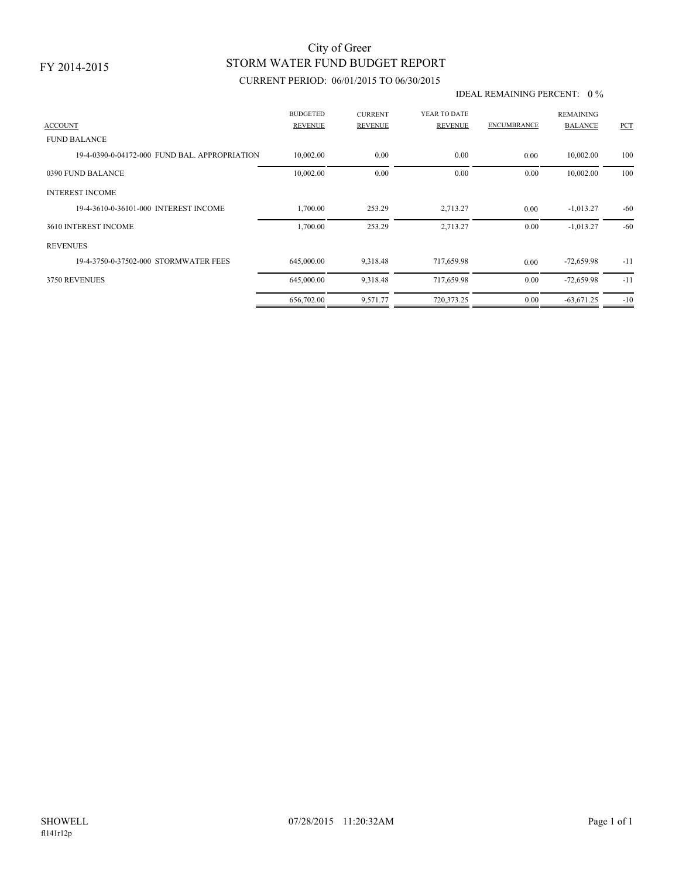FY 2014-2015

# City of Greer
## STORM WATER FUND BUDGET REPORT

CURRENT PERIOD: 06/01/2015 TO 06/30/2015

IDEAL REMAINING PERCENT: 0 %

| ACCOUNT | BUDGETED REVENUE | CURRENT REVENUE | YEAR TO DATE REVENUE | ENCUMBRANCE | REMAINING BALANCE | PCT |
|---|---|---|---|---|---|---|
| FUND BALANCE | | | | | | |
| 19-4-0390-0-04172-000 FUND BAL. APPROPRIATION | 10,002.00 | 0.00 | 0.00 | 0.00 | 10,002.00 | 100 |
| 0390 FUND BALANCE | 10,002.00 | 0.00 | 0.00 | 0.00 | 10,002.00 | 100 |
| INTEREST INCOME | | | | | | |
| 19-4-3610-0-36101-000 INTEREST INCOME | 1,700.00 | 253.29 | 2,713.27 | 0.00 | -1,013.27 | -60 |
| 3610 INTEREST INCOME | 1,700.00 | 253.29 | 2,713.27 | 0.00 | -1,013.27 | -60 |
| REVENUES | | | | | | |
| 19-4-3750-0-37502-000 STORMWATER FEES | 645,000.00 | 9,318.48 | 717,659.98 | 0.00 | -72,659.98 | -11 |
| 3750 REVENUES | 645,000.00 | 9,318.48 | 717,659.98 | 0.00 | -72,659.98 | -11 |
| | 656,702.00 | 9,571.77 | 720,373.25 | 0.00 | -63,671.25 | -10 |

SHOWELL
fl141r12p

07/28/2015 11:20:32AM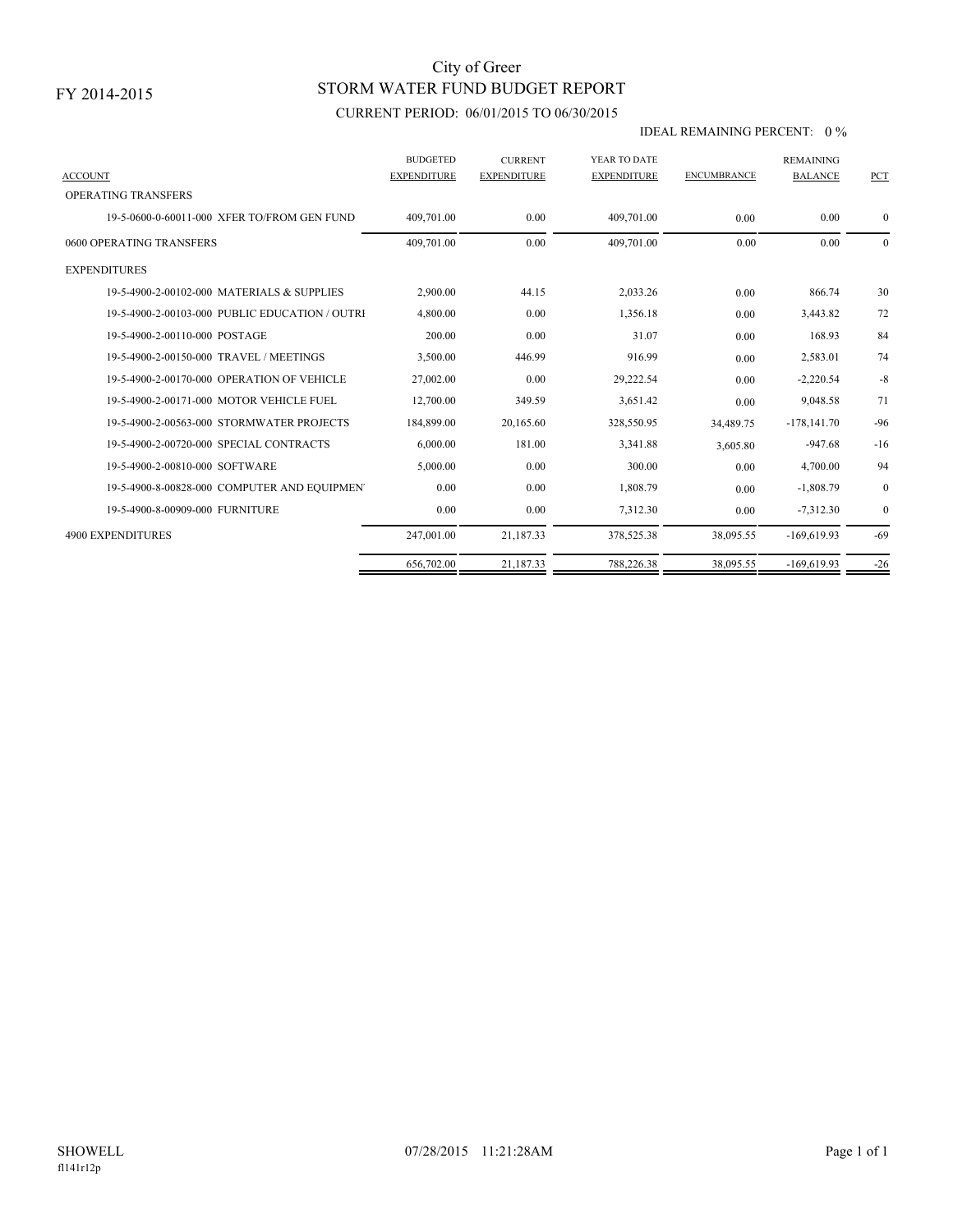FY 2014-2015

# City of Greer
## STORM WATER FUND BUDGET REPORT
### CURRENT PERIOD: 06/01/2015 TO 06/30/2015

IDEAL REMAINING PERCENT: 0 %

| ACCOUNT | BUDGETED EXPENDITURE | CURRENT EXPENDITURE | YEAR TO DATE EXPENDITURE | ENCUMBRANCE | REMAINING BALANCE | PCT |
|---|---|---|---|---|---|---|
| OPERATING TRANSFERS | | | | | | |
| 19-5-0600-0-60011-000 XFER TO/FROM GEN FUND | 409,701.00 | 0.00 | 409,701.00 | 0.00 | 0.00 | 0 |
| 0600 OPERATING TRANSFERS | 409,701.00 | 0.00 | 409,701.00 | 0.00 | 0.00 | 0 |
| EXPENDITURES | | | | | | |
| 19-5-4900-2-00102-000 MATERIALS & SUPPLIES | 2,900.00 | 44.15 | 2,033.26 | 0.00 | 866.74 | 30 |
| 19-5-4900-2-00103-000 PUBLIC EDUCATION / OUTRI | 4,800.00 | 0.00 | 1,356.18 | 0.00 | 3,443.82 | 72 |
| 19-5-4900-2-00110-000 POSTAGE | 200.00 | 0.00 | 31.07 | 0.00 | 168.93 | 84 |
| 19-5-4900-2-00150-000 TRAVEL / MEETINGS | 3,500.00 | 446.99 | 916.99 | 0.00 | 2,583.01 | 74 |
| 19-5-4900-2-00170-000 OPERATION OF VEHICLE | 27,002.00 | 0.00 | 29,222.54 | 0.00 | -2,220.54 | -8 |
| 19-5-4900-2-00171-000 MOTOR VEHICLE FUEL | 12,700.00 | 349.59 | 3,651.42 | 0.00 | 9,048.58 | 71 |
| 19-5-4900-2-00563-000 STORMWATER PROJECTS | 184,899.00 | 20,165.60 | 328,550.95 | 34,489.75 | -178,141.70 | -96 |
| 19-5-4900-2-00720-000 SPECIAL CONTRACTS | 6,000.00 | 181.00 | 3,341.88 | 3,605.80 | -947.68 | -16 |
| 19-5-4900-2-00810-000 SOFTWARE | 5,000.00 | 0.00 | 300.00 | 0.00 | 4,700.00 | 94 |
| 19-5-4900-8-00828-000 COMPUTER AND EQUIPMEN | 0.00 | 0.00 | 1,808.79 | 0.00 | -1,808.79 | 0 |
| 19-5-4900-8-00909-000 FURNITURE | 0.00 | 0.00 | 7,312.30 | 0.00 | -7,312.30 | 0 |
| 4900 EXPENDITURES | 247,001.00 | 21,187.33 | 378,525.38 | 38,095.55 | -169,619.93 | -69 |
| | 656,702.00 | 21,187.33 | 788,226.38 | 38,095.55 | -169,619.93 | -26 |

SHOWELL 07/28/2015 11:21:28AM

fl141r12p